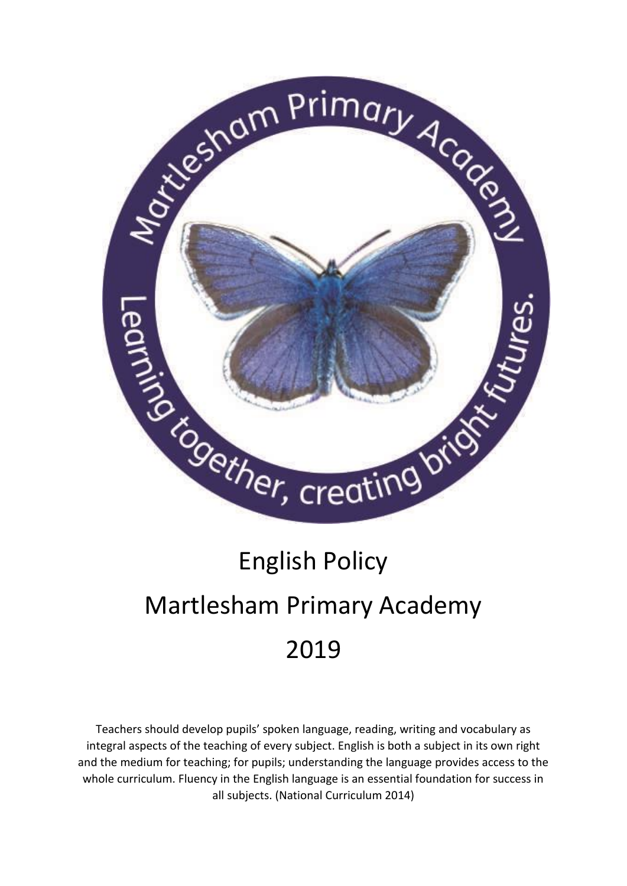# English Policy

# Martlesham Primary Academy

# 2019

Teachers should develop pupils' spoken language, reading, writing and vocabulary as integral aspects of the teaching of every subject. English is both a subject in its own right and the medium for teaching; for pupils; understanding the language provides access to the whole curriculum. Fluency in the English language is an essential foundation for success in all subjects. (National Curriculum 2014)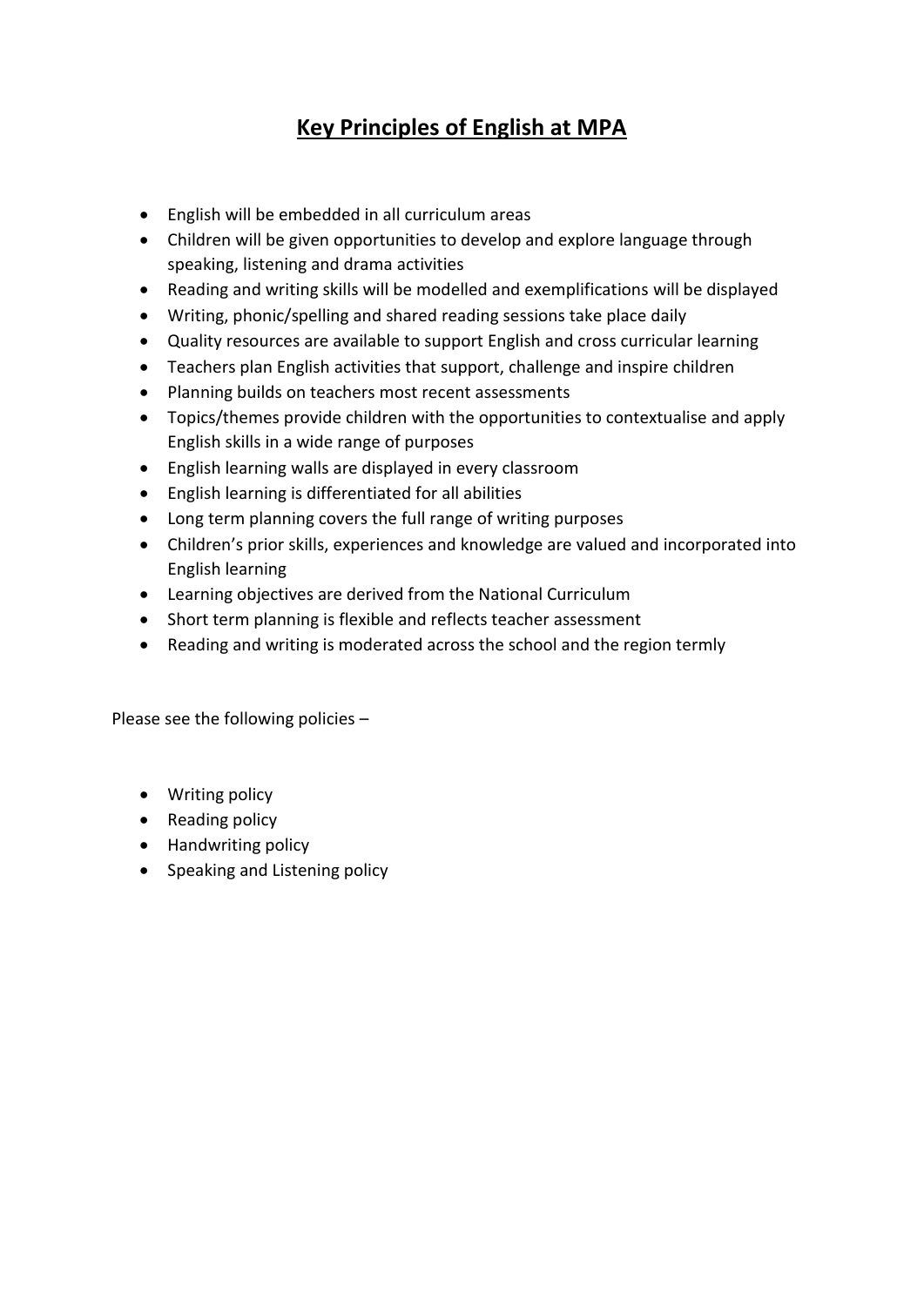# Key Principles of English at MPA

- English will be embedded in all curriculum areas
- Children will be given opportunities to develop and explore language through speaking, listening and drama activities
- Reading and writing skills will be modelled and exemplifications will be displayed
- Writing, phonic/spelling and shared reading sessions take place daily
- Quality resources are available to support English and cross curricular learning
- Teachers plan English activities that support, challenge and inspire children
- Planning builds on teachers most recent assessments
- Topics/themes provide children with the opportunities to contextualise and apply English skills in a wide range of purposes
- English learning walls are displayed in every classroom
- English learning is differentiated for all abilities
- Long term planning covers the full range of writing purposes
- Children's prior skills, experiences and knowledge are valued and incorporated into English learning
- Learning objectives are derived from the National Curriculum
- Short term planning is flexible and reflects teacher assessment
- Reading and writing is moderated across the school and the region termly

Please see the following policies –

- Writing policy
- Reading policy
- Handwriting policy
- Speaking and Listening policy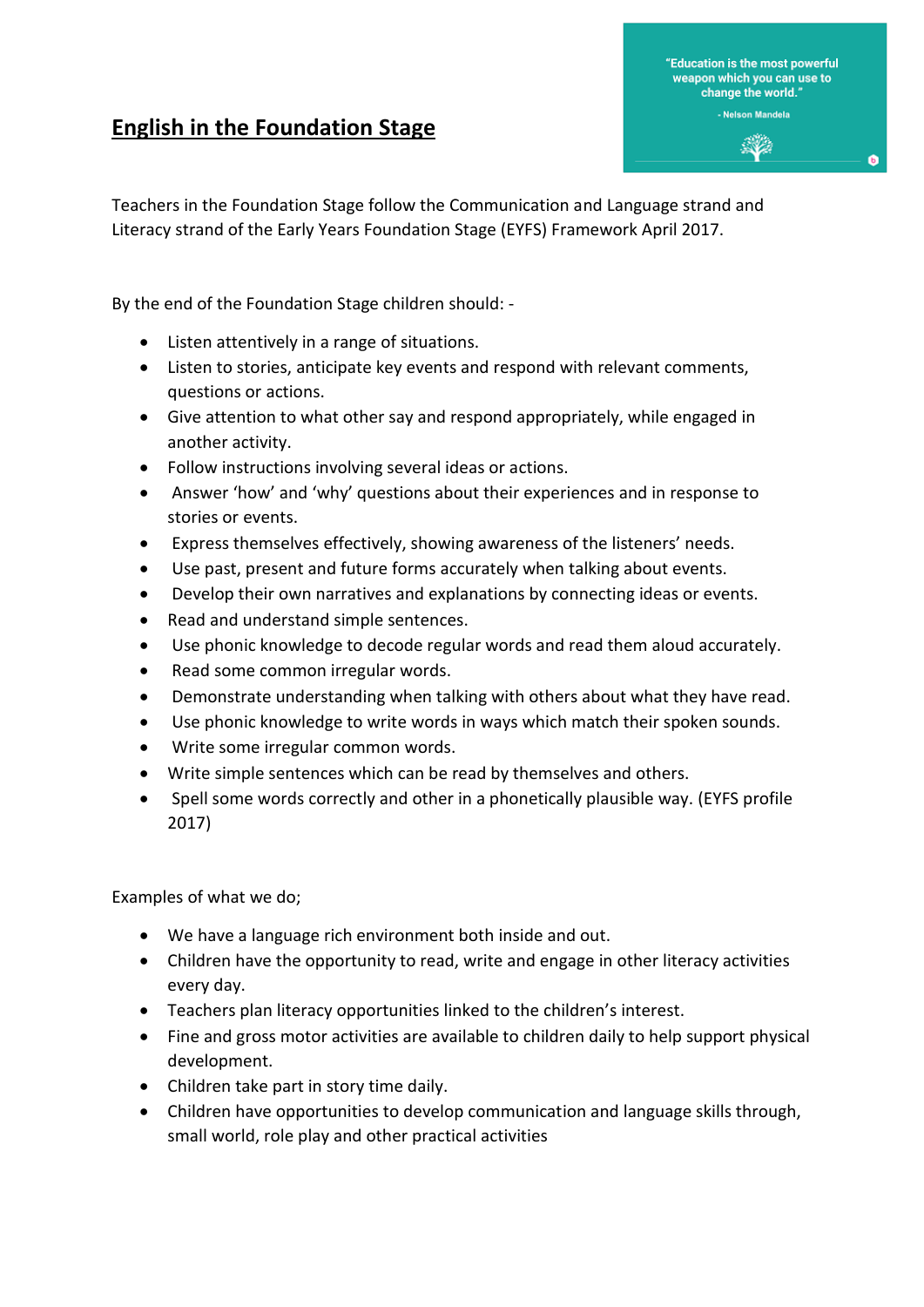# English in the Foundation Stage

"Education is the most powerful weapon which you can use to change the world."

- Nelson Mandela

Teachers in the Foundation Stage follow the Communication and Language strand and Literacy strand of the Early Years Foundation Stage (EYFS) Framework April 2017.

By the end of the Foundation Stage children should: -

- Listen attentively in a range of situations.
- Listen to stories, anticipate key events and respond with relevant comments, questions or actions.
- Give attention to what other say and respond appropriately, while engaged in another activity.
- Follow instructions involving several ideas or actions.
- Answer 'how' and 'why' questions about their experiences and in response to stories or events.
- Express themselves effectively, showing awareness of the listeners' needs.
- Use past, present and future forms accurately when talking about events.
- Develop their own narratives and explanations by connecting ideas or events.
- Read and understand simple sentences.
- Use phonic knowledge to decode regular words and read them aloud accurately.
- Read some common irregular words.
- Demonstrate understanding when talking with others about what they have read.
- Use phonic knowledge to write words in ways which match their spoken sounds.
- Write some irregular common words.
- Write simple sentences which can be read by themselves and others.
- Spell some words correctly and other in a phonetically plausible way. (EYFS profile 2017)

Examples of what we do;

- We have a language rich environment both inside and out.
- Children have the opportunity to read, write and engage in other literacy activities every day.
- Teachers plan literacy opportunities linked to the children's interest.
- Fine and gross motor activities are available to children daily to help support physical development.
- Children take part in story time daily.
- Children have opportunities to develop communication and language skills through, small world, role play and other practical activities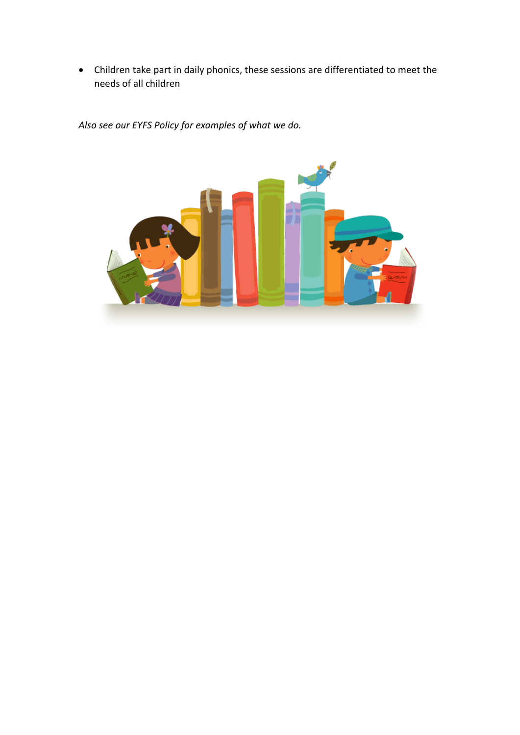- Children take part in daily phonics, these sessions are differentiated to meet the needs of all children

*Also see our EYFS Policy for examples of what we do.*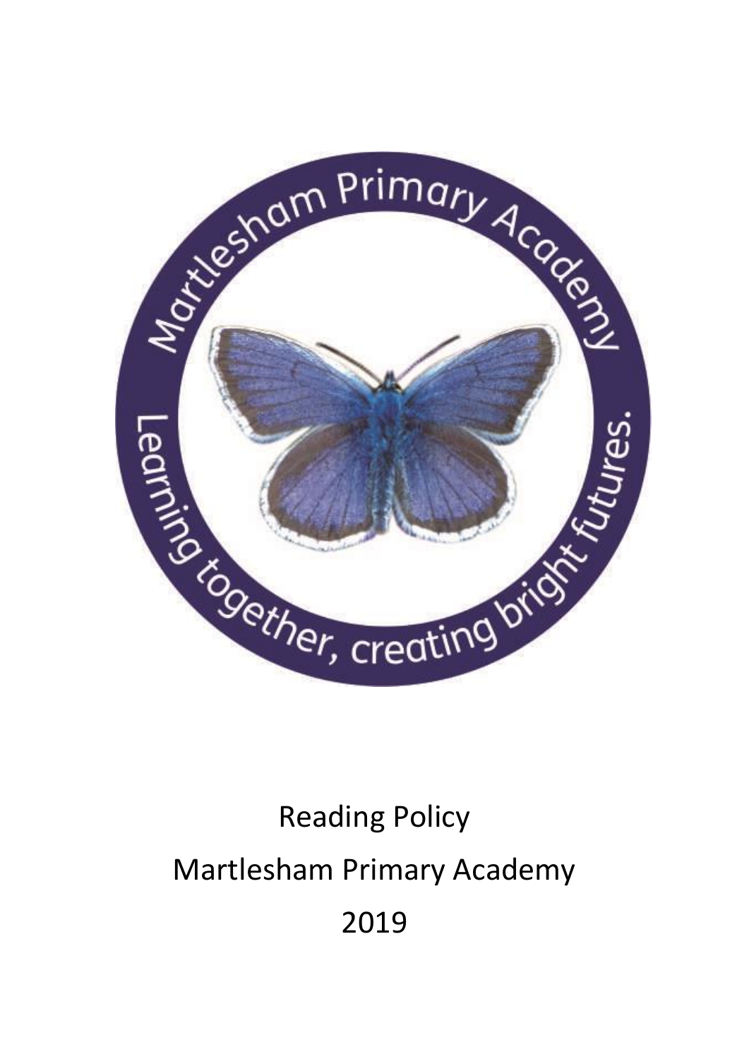Reading Policy

Martlesham Primary Academy

2019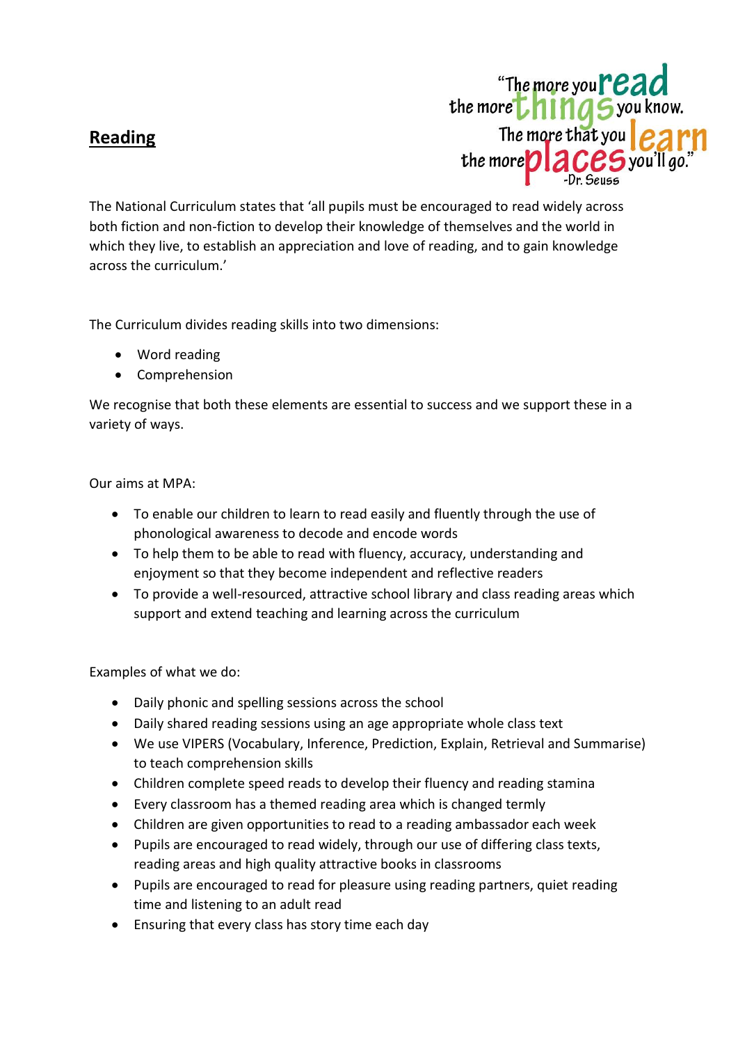## Reading

"The more you read the more things you know. The more that you learn the more places you'll go."
-Dr. Seuss

The National Curriculum states that 'all pupils must be encouraged to read widely across both fiction and non-fiction to develop their knowledge of themselves and the world in which they live, to establish an appreciation and love of reading, and to gain knowledge across the curriculum.'

The Curriculum divides reading skills into two dimensions:

- Word reading
- Comprehension

We recognise that both these elements are essential to success and we support these in a variety of ways.

Our aims at MPA:

- To enable our children to learn to read easily and fluently through the use of phonological awareness to decode and encode words
- To help them to be able to read with fluency, accuracy, understanding and enjoyment so that they become independent and reflective readers
- To provide a well-resourced, attractive school library and class reading areas which support and extend teaching and learning across the curriculum

Examples of what we do:

- Daily phonic and spelling sessions across the school
- Daily shared reading sessions using an age appropriate whole class text
- We use VIPERS (Vocabulary, Inference, Prediction, Explain, Retrieval and Summarise) to teach comprehension skills
- Children complete speed reads to develop their fluency and reading stamina
- Every classroom has a themed reading area which is changed termly
- Children are given opportunities to read to a reading ambassador each week
- Pupils are encouraged to read widely, through our use of differing class texts, reading areas and high quality attractive books in classrooms
- Pupils are encouraged to read for pleasure using reading partners, quiet reading time and listening to an adult read
- Ensuring that every class has story time each day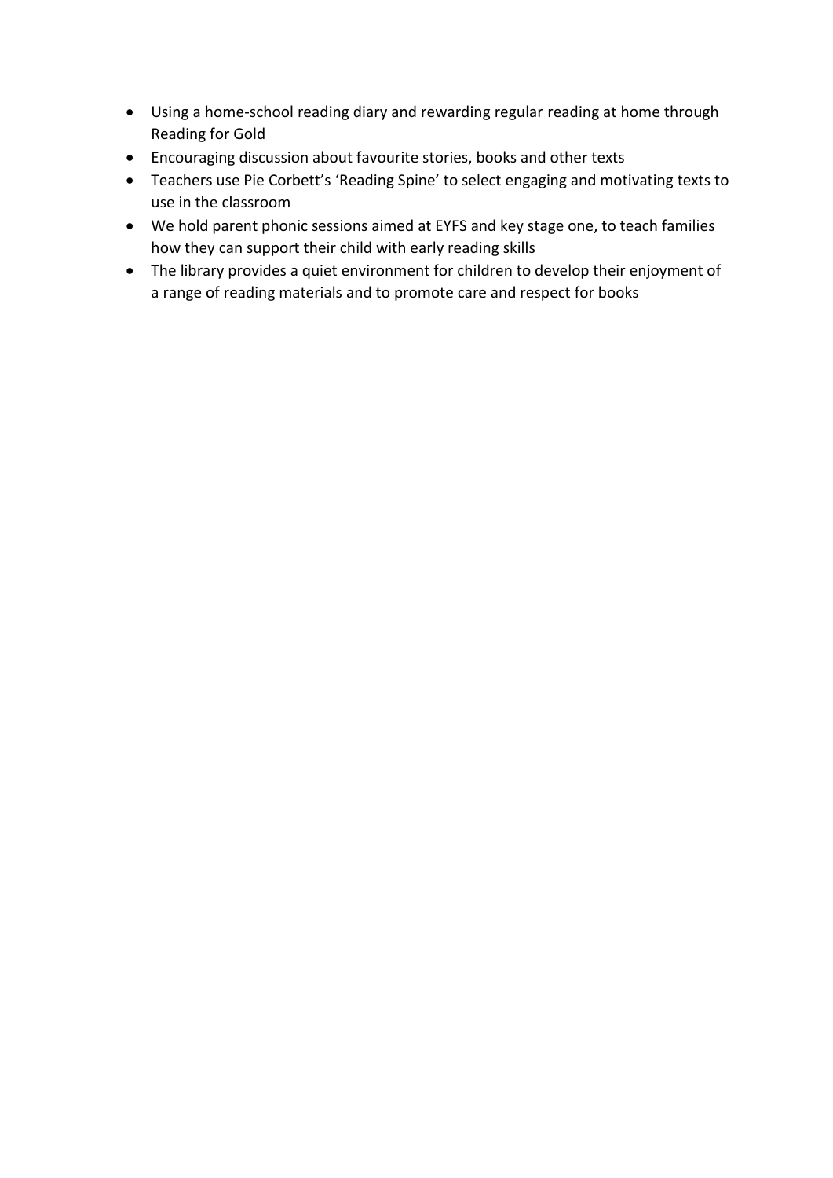- Using a home-school reading diary and rewarding regular reading at home through Reading for Gold
- Encouraging discussion about favourite stories, books and other texts
- Teachers use Pie Corbett's 'Reading Spine' to select engaging and motivating texts to use in the classroom
- We hold parent phonic sessions aimed at EYFS and key stage one, to teach families how they can support their child with early reading skills
- The library provides a quiet environment for children to develop their enjoyment of a range of reading materials and to promote care and respect for books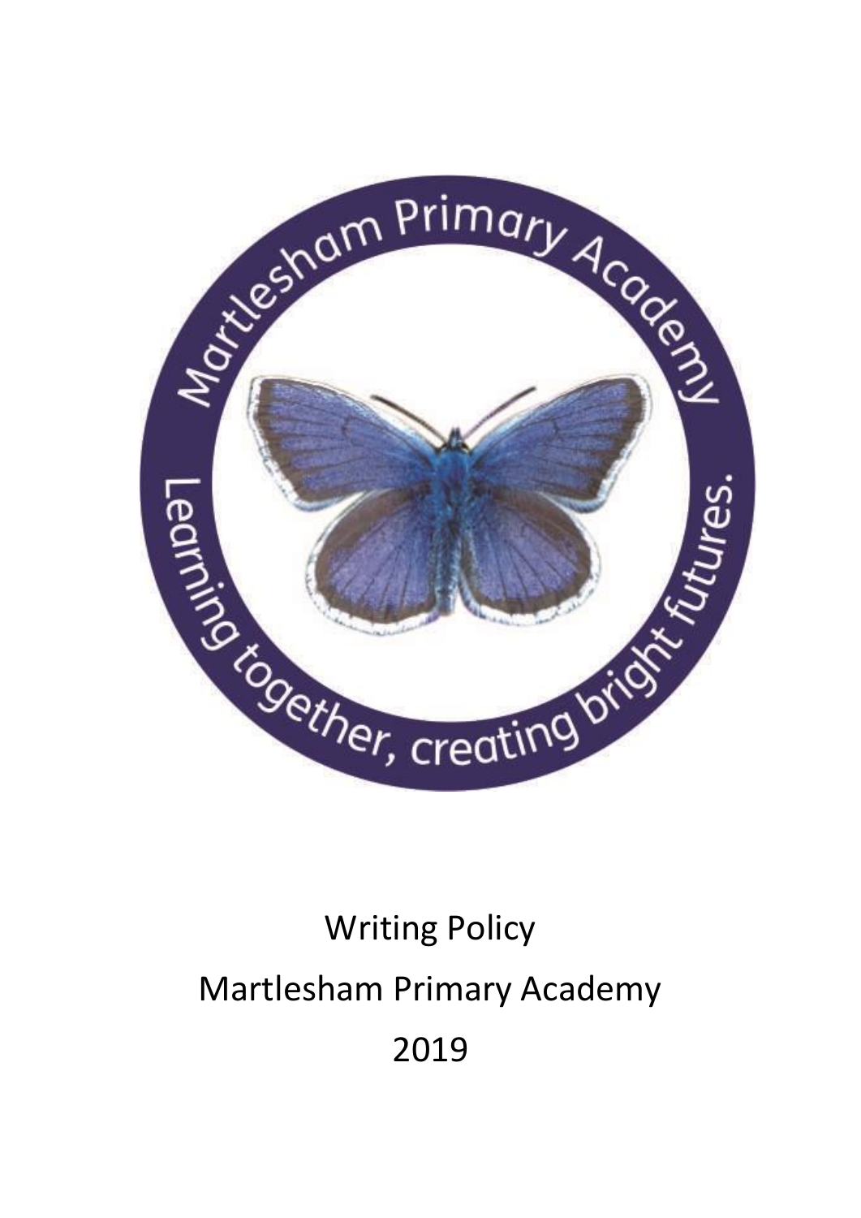Writing Policy

Martlesham Primary Academy

2019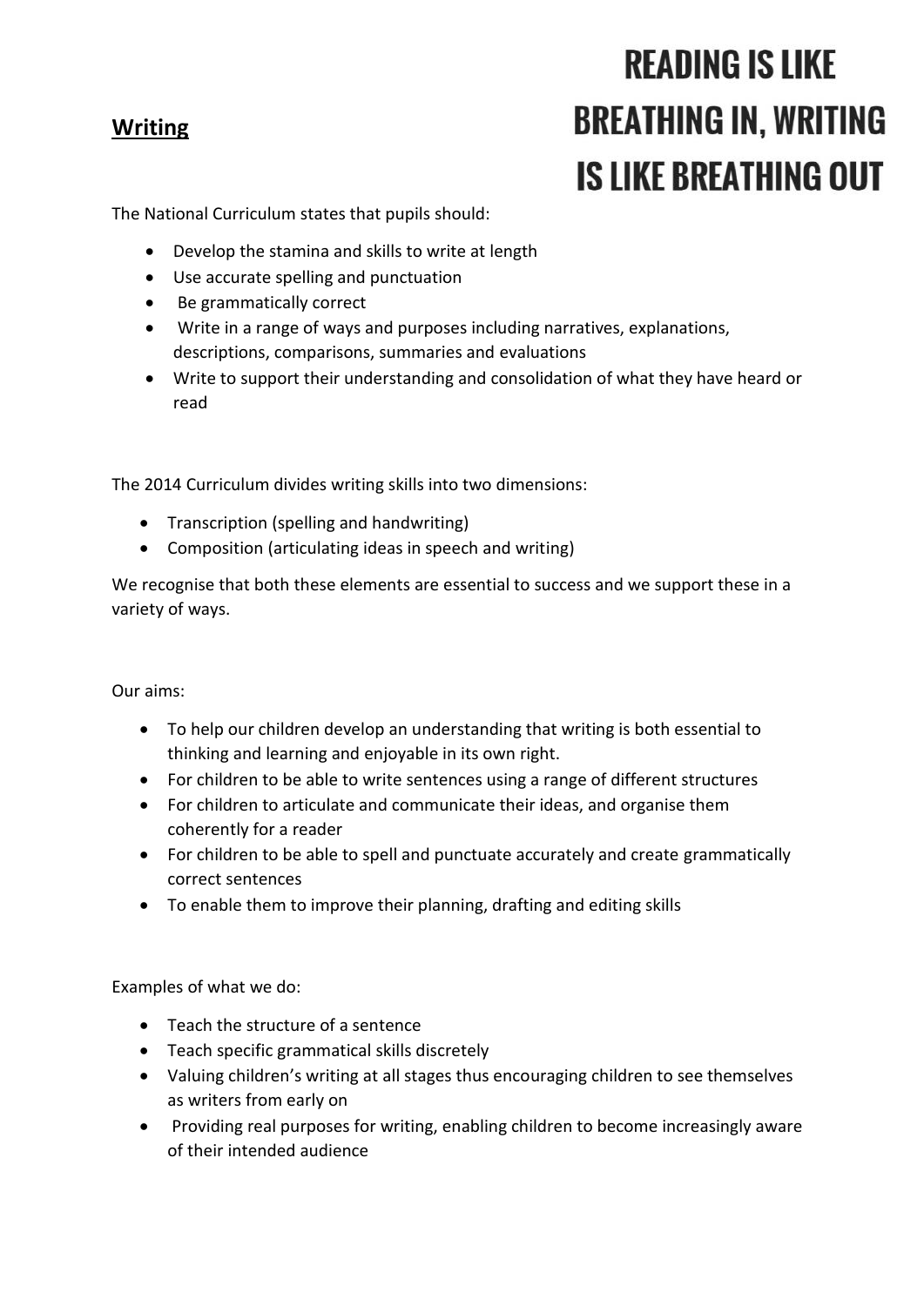## Writing

**READING IS LIKE BREATHING IN, WRITING IS LIKE BREATHING OUT**

The National Curriculum states that pupils should:

- Develop the stamina and skills to write at length
- Use accurate spelling and punctuation
- Be grammatically correct
- Write in a range of ways and purposes including narratives, explanations, descriptions, comparisons, summaries and evaluations
- Write to support their understanding and consolidation of what they have heard or read

The 2014 Curriculum divides writing skills into two dimensions:

- Transcription (spelling and handwriting)
- Composition (articulating ideas in speech and writing)

We recognise that both these elements are essential to success and we support these in a variety of ways.

Our aims:

- To help our children develop an understanding that writing is both essential to thinking and learning and enjoyable in its own right.
- For children to be able to write sentences using a range of different structures
- For children to articulate and communicate their ideas, and organise them coherently for a reader
- For children to be able to spell and punctuate accurately and create grammatically correct sentences
- To enable them to improve their planning, drafting and editing skills

Examples of what we do:

- Teach the structure of a sentence
- Teach specific grammatical skills discretely
- Valuing children's writing at all stages thus encouraging children to see themselves as writers from early on
- Providing real purposes for writing, enabling children to become increasingly aware of their intended audience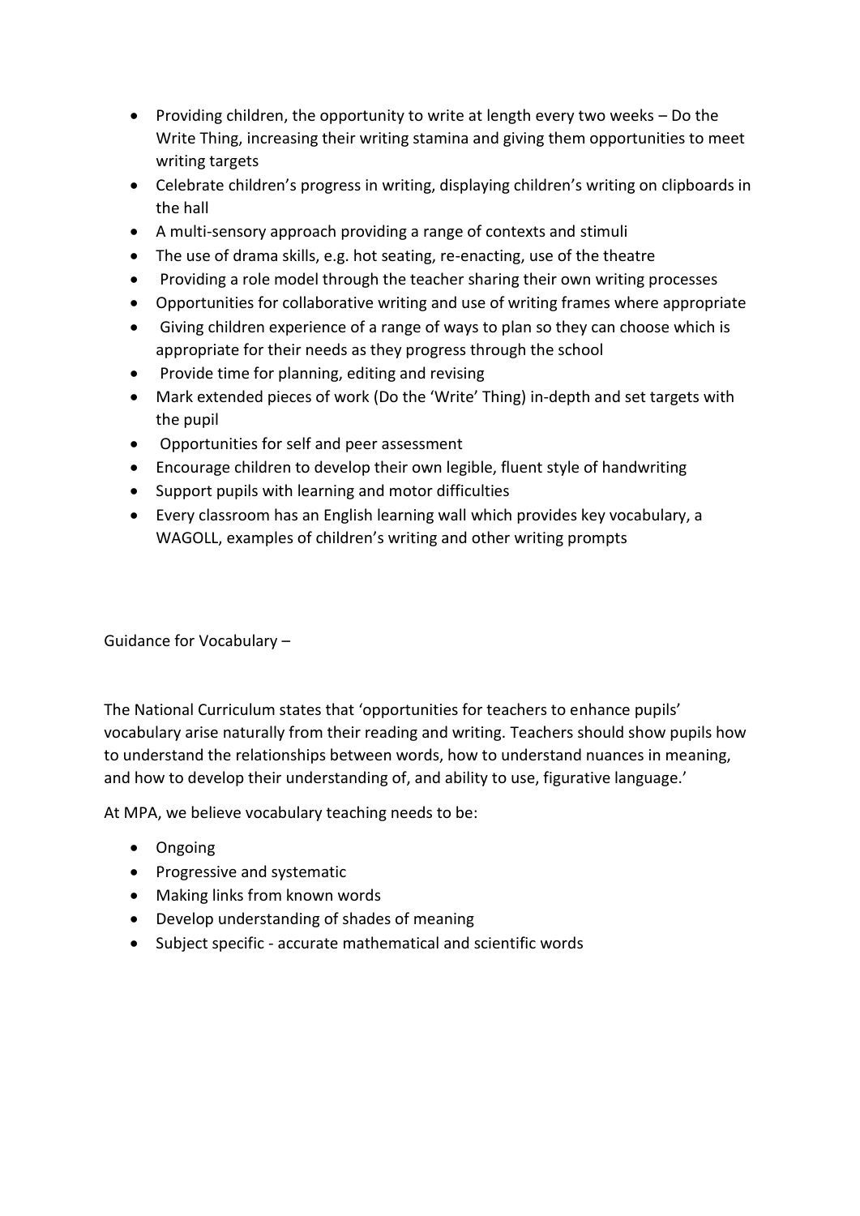- Providing children, the opportunity to write at length every two weeks – Do the Write Thing, increasing their writing stamina and giving them opportunities to meet writing targets
- Celebrate children's progress in writing, displaying children's writing on clipboards in the hall
- A multi-sensory approach providing a range of contexts and stimuli
- The use of drama skills, e.g. hot seating, re-enacting, use of the theatre
- Providing a role model through the teacher sharing their own writing processes
- Opportunities for collaborative writing and use of writing frames where appropriate
- Giving children experience of a range of ways to plan so they can choose which is appropriate for their needs as they progress through the school
- Provide time for planning, editing and revising
- Mark extended pieces of work (Do the 'Write' Thing) in-depth and set targets with the pupil
- Opportunities for self and peer assessment
- Encourage children to develop their own legible, fluent style of handwriting
- Support pupils with learning and motor difficulties
- Every classroom has an English learning wall which provides key vocabulary, a WAGOLL, examples of children's writing and other writing prompts

Guidance for Vocabulary –

The National Curriculum states that 'opportunities for teachers to enhance pupils' vocabulary arise naturally from their reading and writing. Teachers should show pupils how to understand the relationships between words, how to understand nuances in meaning, and how to develop their understanding of, and ability to use, figurative language.'

At MPA, we believe vocabulary teaching needs to be:

- Ongoing
- Progressive and systematic
- Making links from known words
- Develop understanding of shades of meaning
- Subject specific - accurate mathematical and scientific words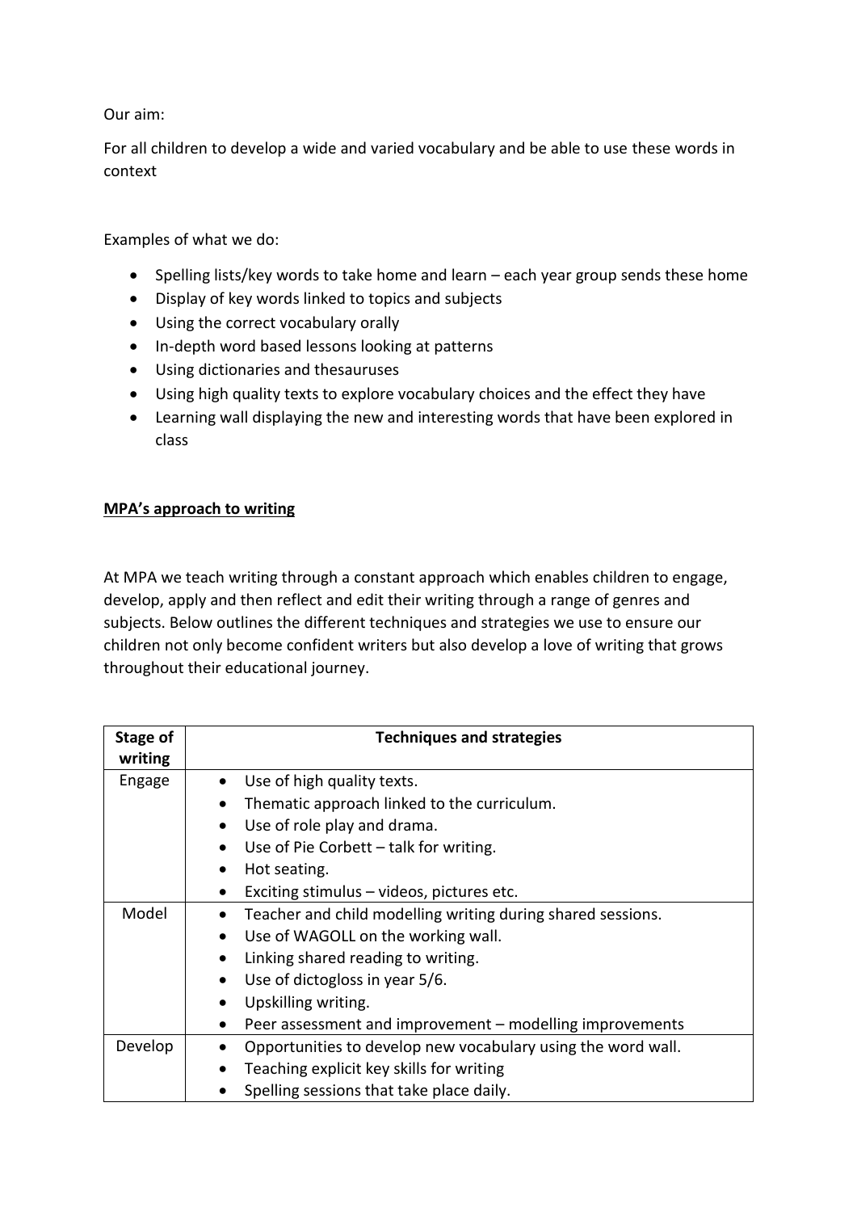Our aim:

For all children to develop a wide and varied vocabulary and be able to use these words in context

Examples of what we do:

- Spelling lists/key words to take home and learn – each year group sends these home
- Display of key words linked to topics and subjects
- Using the correct vocabulary orally
- In-depth word based lessons looking at patterns
- Using dictionaries and thesauruses
- Using high quality texts to explore vocabulary choices and the effect they have
- Learning wall displaying the new and interesting words that have been explored in class

**MPA's approach to writing**

At MPA we teach writing through a constant approach which enables children to engage, develop, apply and then reflect and edit their writing through a range of genres and subjects. Below outlines the different techniques and strategies we use to ensure our children not only become confident writers but also develop a love of writing that grows throughout their educational journey.

| Stage of writing | Techniques and strategies |
|---|---|
| Engage | • Use of high quality texts.<br>• Thematic approach linked to the curriculum.<br>• Use of role play and drama.<br>• Use of Pie Corbett – talk for writing.<br>• Hot seating.<br>• Exciting stimulus – videos, pictures etc. |
| Model | • Teacher and child modelling writing during shared sessions.<br>• Use of WAGOLL on the working wall.<br>• Linking shared reading to writing.<br>• Use of dictogloss in year 5/6.<br>• Upskilling writing.<br>• Peer assessment and improvement – modelling improvements |
| Develop | • Opportunities to develop new vocabulary using the word wall.<br>• Teaching explicit key skills for writing<br>• Spelling sessions that take place daily. |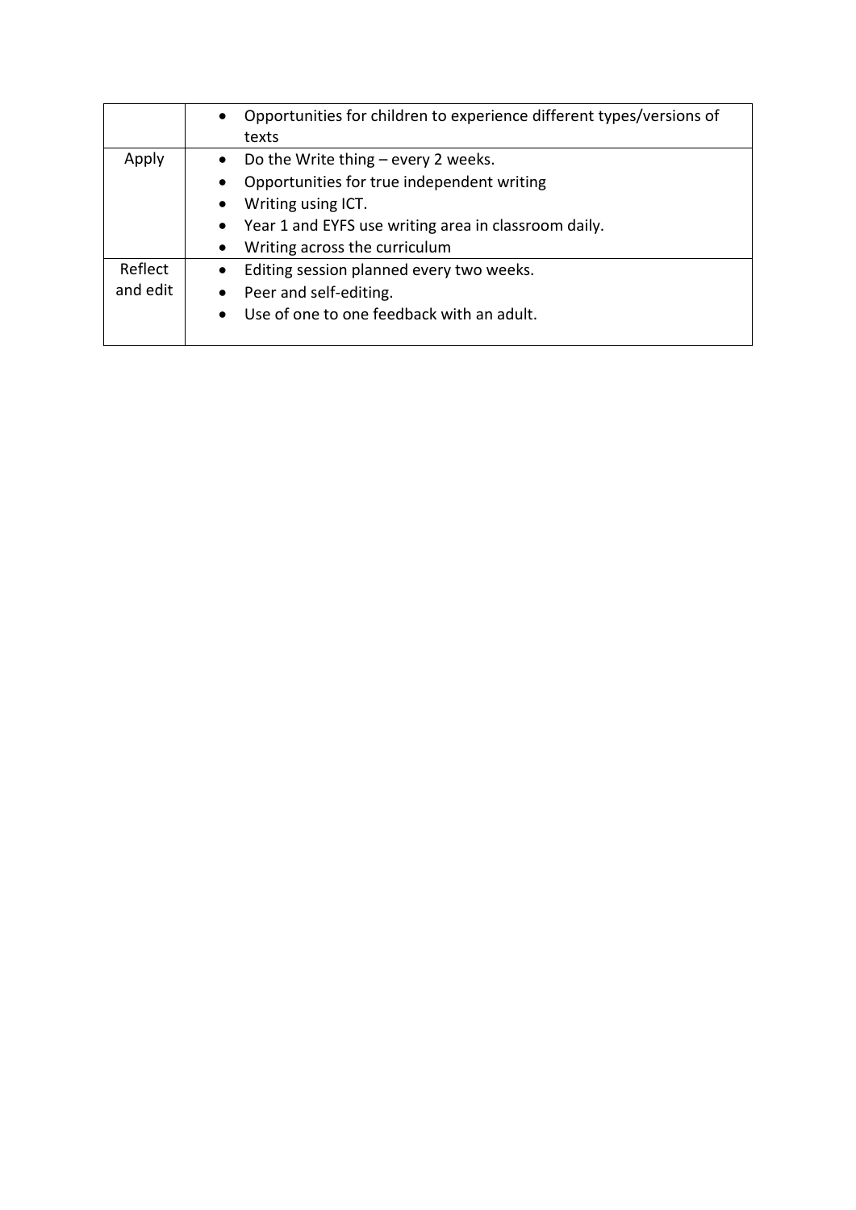| | |
|---|---|
| | • Opportunities for children to experience different types/versions of texts |
| Apply | • Do the Write thing – every 2 weeks.<br>• Opportunities for true independent writing<br>• Writing using ICT.<br>• Year 1 and EYFS use writing area in classroom daily.<br>• Writing across the curriculum |
| Reflect and edit | • Editing session planned every two weeks.<br>• Peer and self-editing.<br>• Use of one to one feedback with an adult. |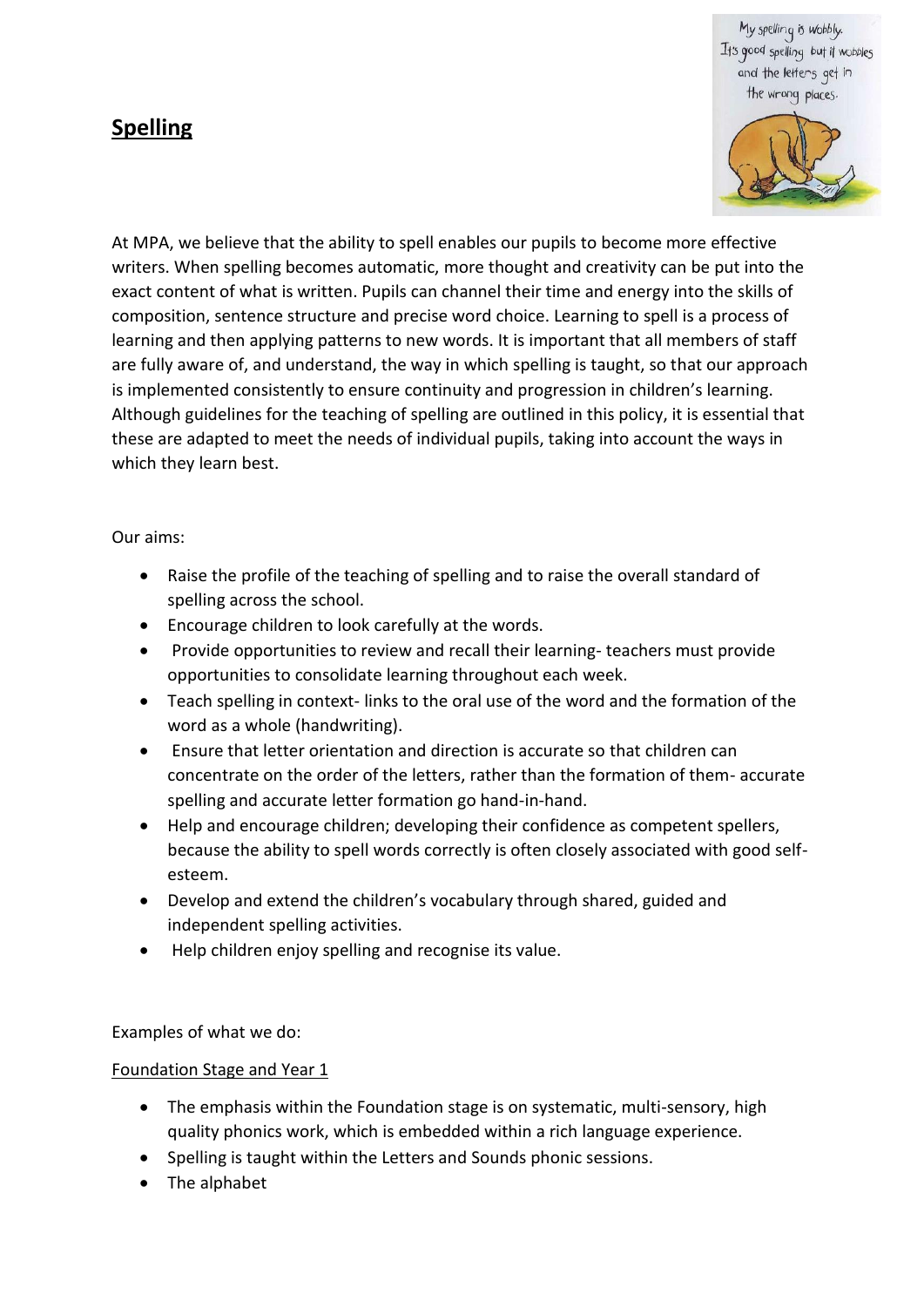## Spelling

At MPA, we believe that the ability to spell enables our pupils to become more effective writers. When spelling becomes automatic, more thought and creativity can be put into the exact content of what is written. Pupils can channel their time and energy into the skills of composition, sentence structure and precise word choice. Learning to spell is a process of learning and then applying patterns to new words. It is important that all members of staff are fully aware of, and understand, the way in which spelling is taught, so that our approach is implemented consistently to ensure continuity and progression in children's learning. Although guidelines for the teaching of spelling are outlined in this policy, it is essential that these are adapted to meet the needs of individual pupils, taking into account the ways in which they learn best.

Our aims:

- Raise the profile of the teaching of spelling and to raise the overall standard of spelling across the school.
- Encourage children to look carefully at the words.
- Provide opportunities to review and recall their learning- teachers must provide opportunities to consolidate learning throughout each week.
- Teach spelling in context- links to the oral use of the word and the formation of the word as a whole (handwriting).
- Ensure that letter orientation and direction is accurate so that children can concentrate on the order of the letters, rather than the formation of them- accurate spelling and accurate letter formation go hand-in-hand.
- Help and encourage children; developing their confidence as competent spellers, because the ability to spell words correctly is often closely associated with good self-esteem.
- Develop and extend the children's vocabulary through shared, guided and independent spelling activities.
- Help children enjoy spelling and recognise its value.

Examples of what we do:

Foundation Stage and Year 1

- The emphasis within the Foundation stage is on systematic, multi-sensory, high quality phonics work, which is embedded within a rich language experience.
- Spelling is taught within the Letters and Sounds phonic sessions.
- The alphabet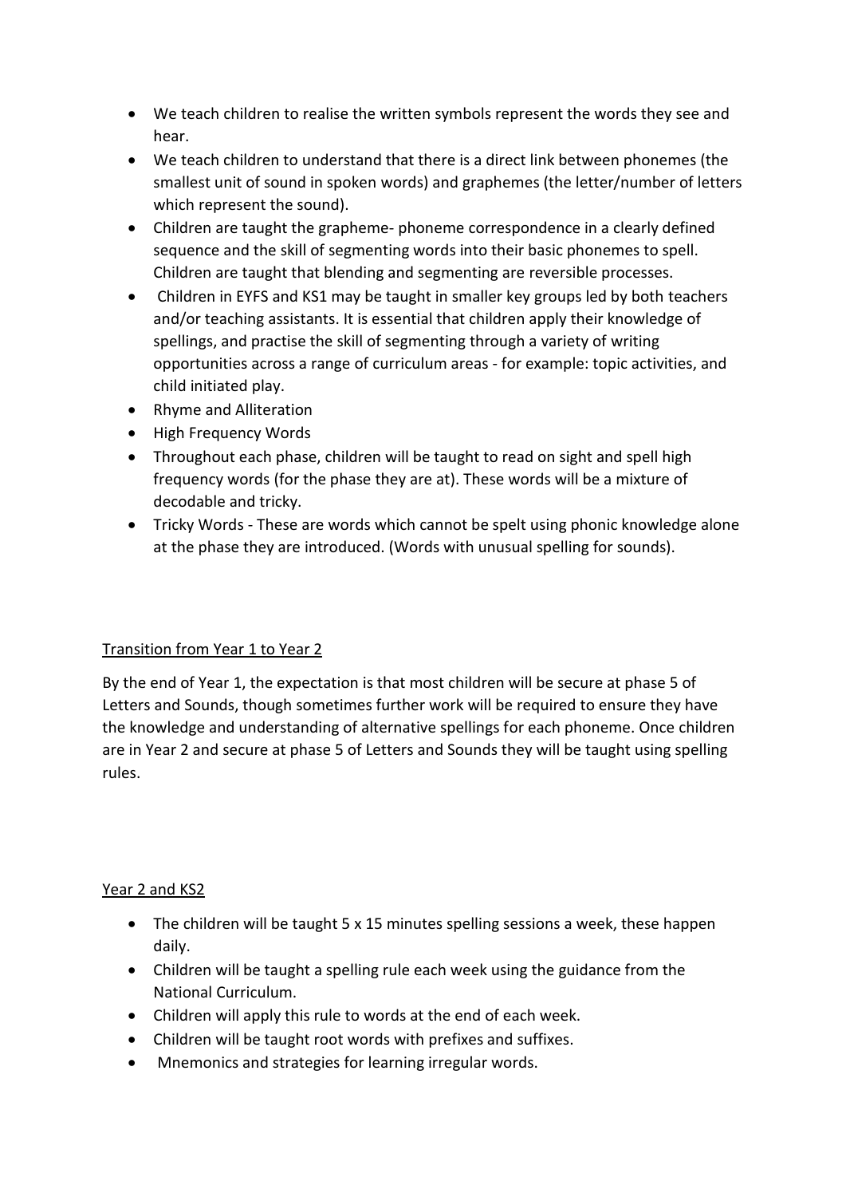- We teach children to realise the written symbols represent the words they see and hear.
- We teach children to understand that there is a direct link between phonemes (the smallest unit of sound in spoken words) and graphemes (the letter/number of letters which represent the sound).
- Children are taught the grapheme- phoneme correspondence in a clearly defined sequence and the skill of segmenting words into their basic phonemes to spell. Children are taught that blending and segmenting are reversible processes.
- Children in EYFS and KS1 may be taught in smaller key groups led by both teachers and/or teaching assistants. It is essential that children apply their knowledge of spellings, and practise the skill of segmenting through a variety of writing opportunities across a range of curriculum areas - for example: topic activities, and child initiated play.
- Rhyme and Alliteration
- High Frequency Words
- Throughout each phase, children will be taught to read on sight and spell high frequency words (for the phase they are at). These words will be a mixture of decodable and tricky.
- Tricky Words - These are words which cannot be spelt using phonic knowledge alone at the phase they are introduced. (Words with unusual spelling for sounds).

## Transition from Year 1 to Year 2

By the end of Year 1, the expectation is that most children will be secure at phase 5 of Letters and Sounds, though sometimes further work will be required to ensure they have the knowledge and understanding of alternative spellings for each phoneme. Once children are in Year 2 and secure at phase 5 of Letters and Sounds they will be taught using spelling rules.

## Year 2 and KS2

- The children will be taught 5 x 15 minutes spelling sessions a week, these happen daily.
- Children will be taught a spelling rule each week using the guidance from the National Curriculum.
- Children will apply this rule to words at the end of each week.
- Children will be taught root words with prefixes and suffixes.
- Mnemonics and strategies for learning irregular words.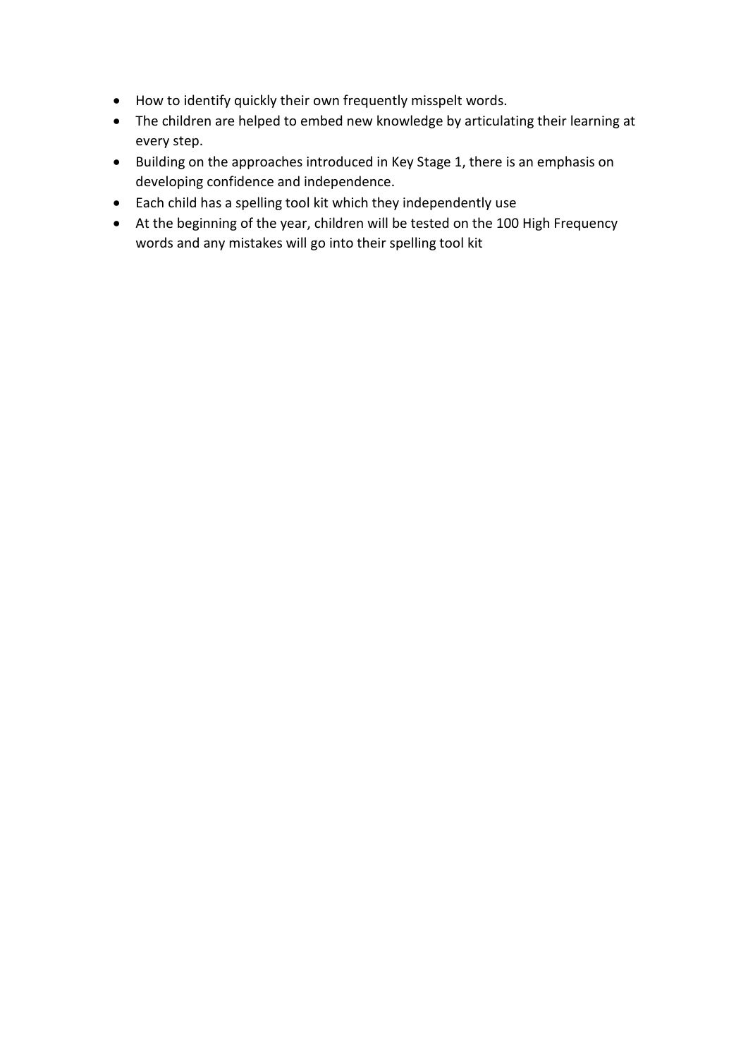- How to identify quickly their own frequently misspelt words.
- The children are helped to embed new knowledge by articulating their learning at every step.
- Building on the approaches introduced in Key Stage 1, there is an emphasis on developing confidence and independence.
- Each child has a spelling tool kit which they independently use
- At the beginning of the year, children will be tested on the 100 High Frequency words and any mistakes will go into their spelling tool kit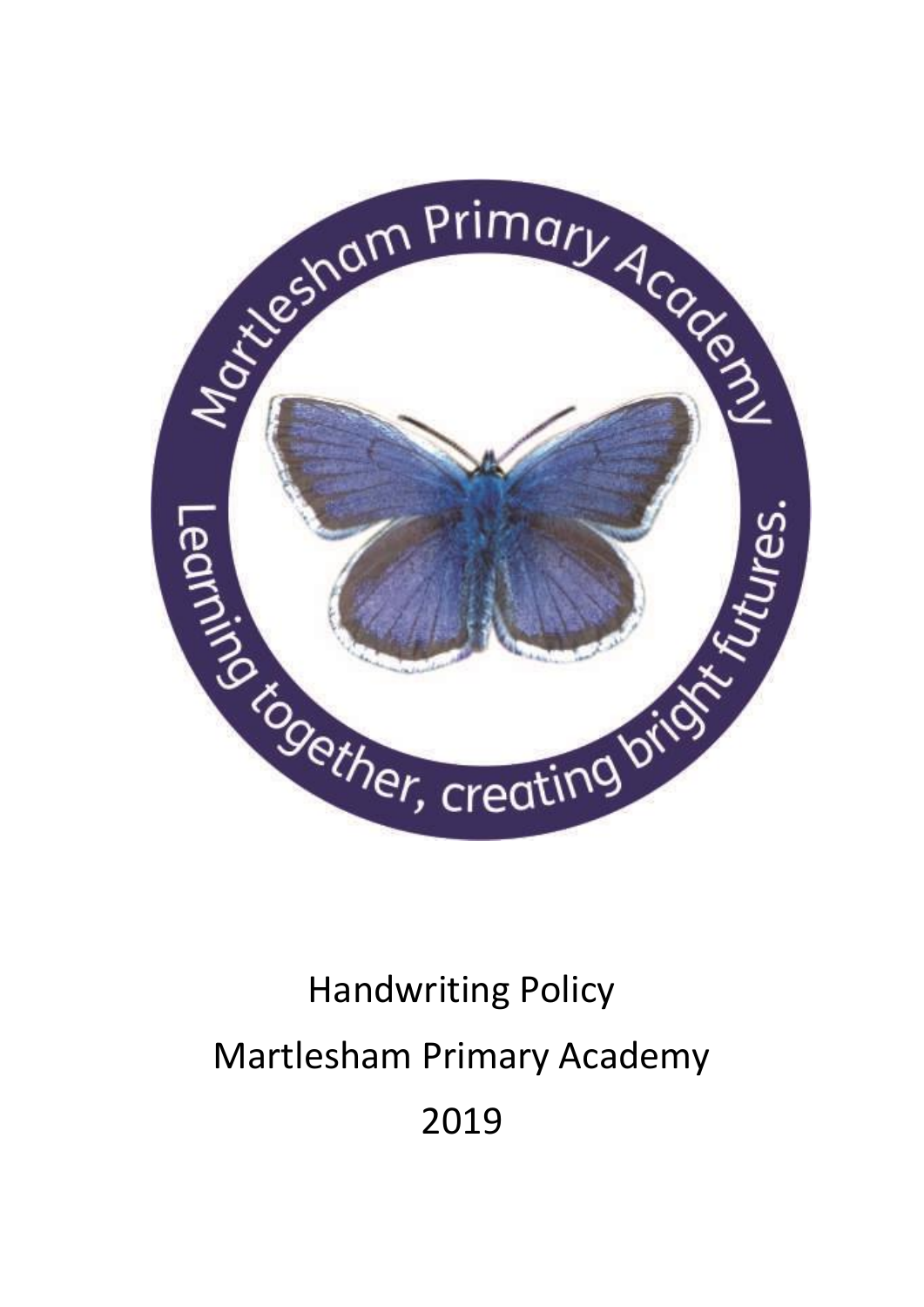Handwriting Policy

Martlesham Primary Academy

2019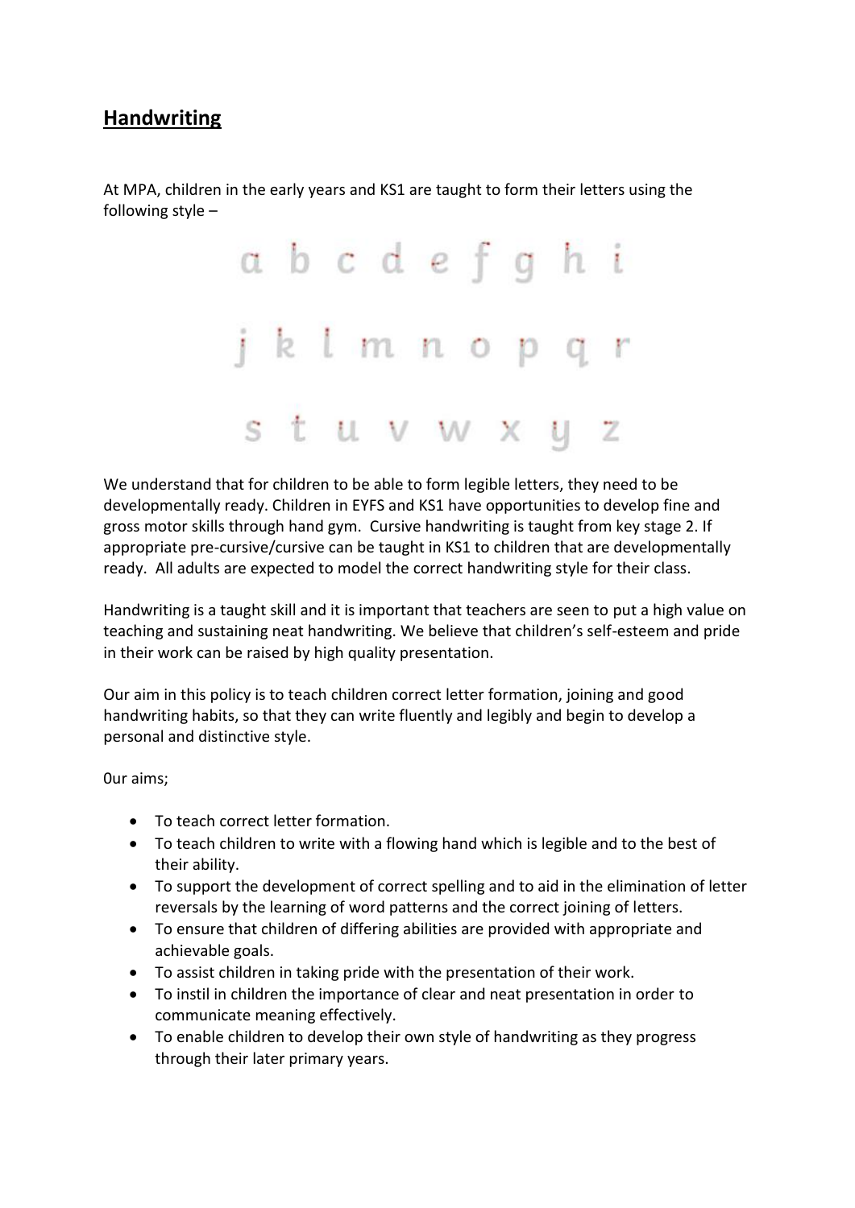## **Handwriting**

At MPA, children in the early years and KS1 are taught to form their letters using the following style –

a b c d e f g h i

j k l m n o p q r

s t u v w x y z

We understand that for children to be able to form legible letters, they need to be developmentally ready. Children in EYFS and KS1 have opportunities to develop fine and gross motor skills through hand gym. Cursive handwriting is taught from key stage 2. If appropriate pre-cursive/cursive can be taught in KS1 to children that are developmentally ready. All adults are expected to model the correct handwriting style for their class.

Handwriting is a taught skill and it is important that teachers are seen to put a high value on teaching and sustaining neat handwriting. We believe that children's self-esteem and pride in their work can be raised by high quality presentation.

Our aim in this policy is to teach children correct letter formation, joining and good handwriting habits, so that they can write fluently and legibly and begin to develop a personal and distinctive style.

0ur aims;

- To teach correct letter formation.
- To teach children to write with a flowing hand which is legible and to the best of their ability.
- To support the development of correct spelling and to aid in the elimination of letter reversals by the learning of word patterns and the correct joining of letters.
- To ensure that children of differing abilities are provided with appropriate and achievable goals.
- To assist children in taking pride with the presentation of their work.
- To instil in children the importance of clear and neat presentation in order to communicate meaning effectively.
- To enable children to develop their own style of handwriting as they progress through their later primary years.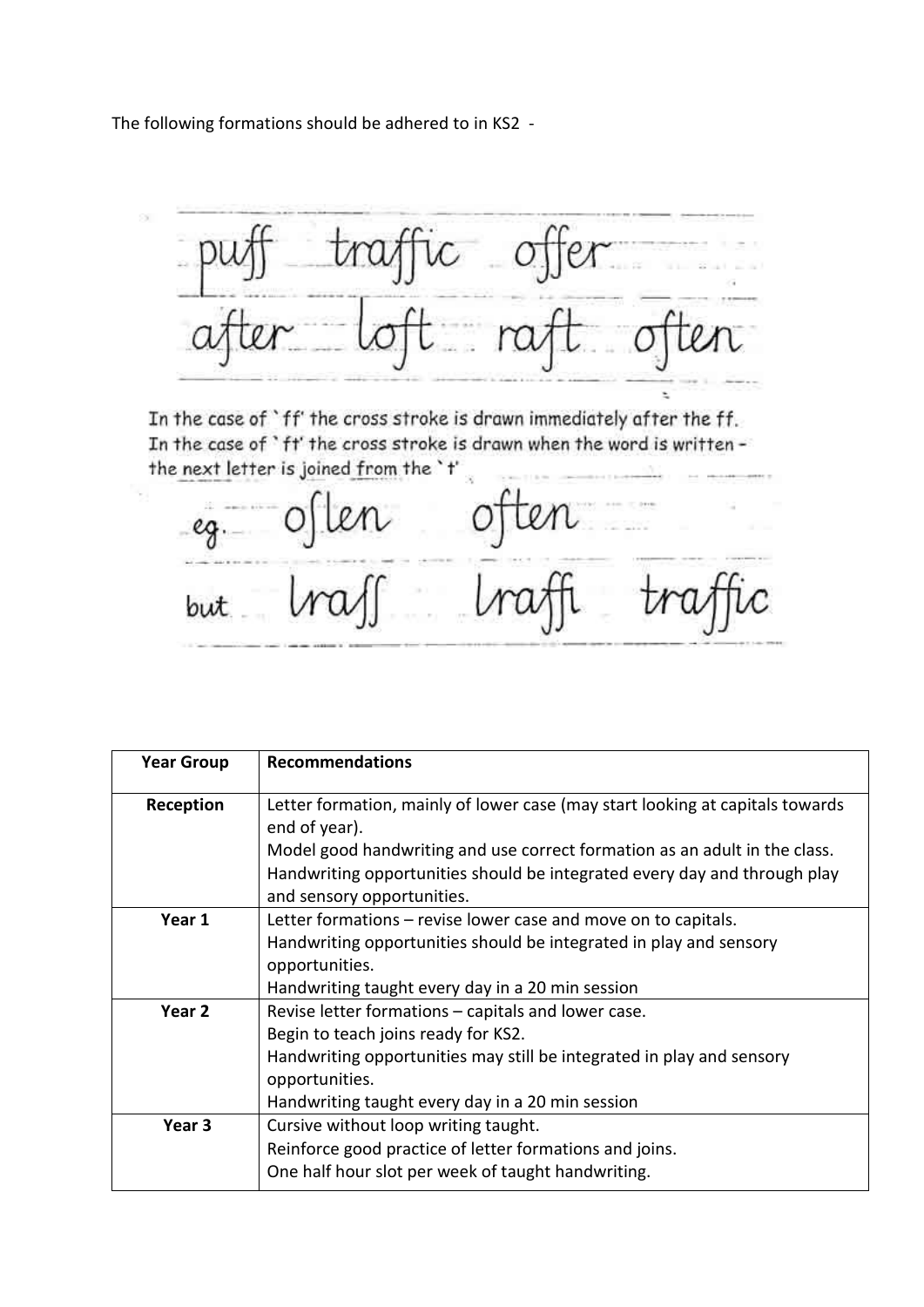The following formations should be adhered to in KS2 -

puff traffic offer

after loft raft often

In the case of `ff' the cross stroke is drawn immediately after the ff.
In the case of `ft' the cross stroke is drawn when the word is written - the next letter is joined from the `t'

eg. oflen often

but lraff lraffi traffic

| Year Group | Recommendations |
|---|---|
| **Reception** | Letter formation, mainly of lower case (may start looking at capitals towards end of year).<br>Model good handwriting and use correct formation as an adult in the class.<br>Handwriting opportunities should be integrated every day and through play and sensory opportunities. |
| **Year 1** | Letter formations – revise lower case and move on to capitals.<br>Handwriting opportunities should be integrated in play and sensory opportunities.<br>Handwriting taught every day in a 20 min session |
| **Year 2** | Revise letter formations – capitals and lower case.<br>Begin to teach joins ready for KS2.<br>Handwriting opportunities may still be integrated in play and sensory opportunities.<br>Handwriting taught every day in a 20 min session |
| **Year 3** | Cursive without loop writing taught.<br>Reinforce good practice of letter formations and joins.<br>One half hour slot per week of taught handwriting. |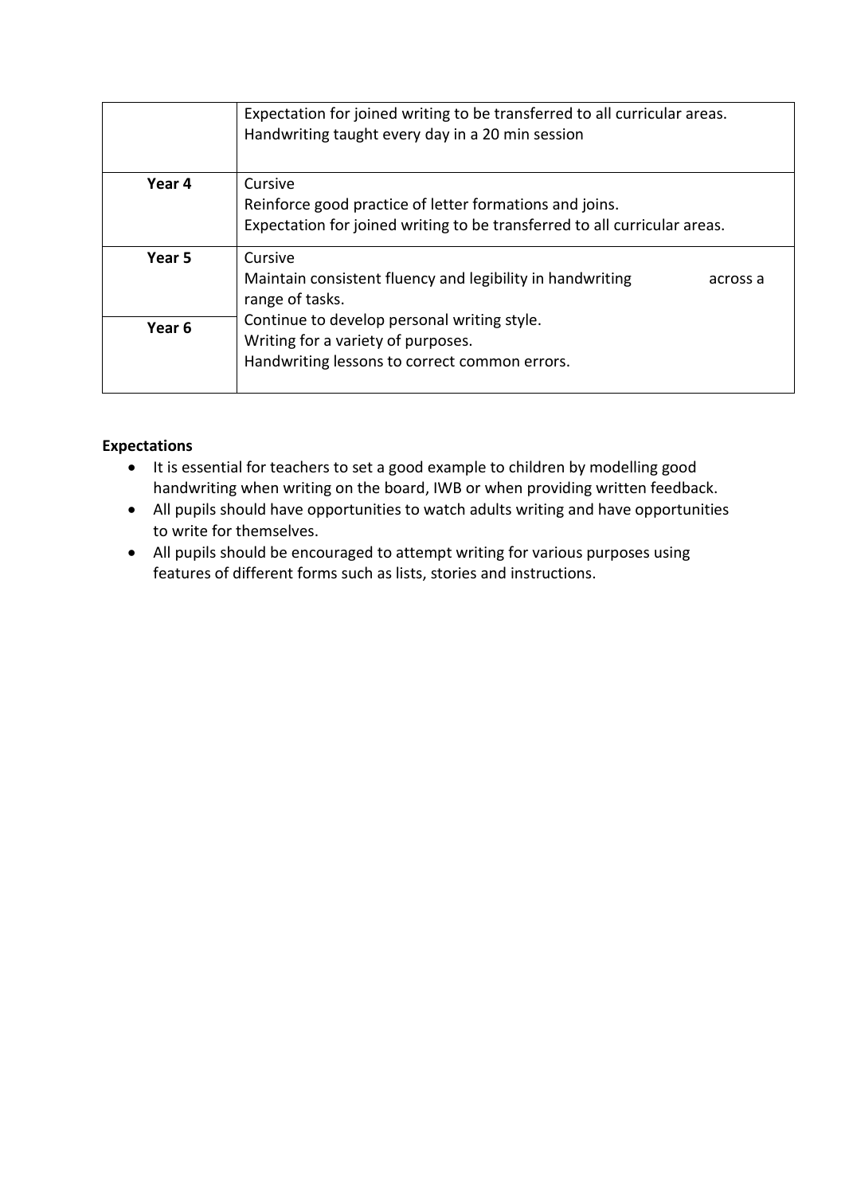| | |
|---|---|
| | Expectation for joined writing to be transferred to all curricular areas.<br>Handwriting taught every day in a 20 min session |
| **Year 4** | Cursive<br>Reinforce good practice of letter formations and joins.<br>Expectation for joined writing to be transferred to all curricular areas. |
| **Year 5** | Cursive<br>Maintain consistent fluency and legibility in handwriting across a range of tasks.<br>Continue to develop personal writing style.<br>Writing for a variety of purposes.<br>Handwriting lessons to correct common errors. |
| **Year 6** | |

**Expectations**

- It is essential for teachers to set a good example to children by modelling good handwriting when writing on the board, IWB or when providing written feedback.
- All pupils should have opportunities to watch adults writing and have opportunities to write for themselves.
- All pupils should be encouraged to attempt writing for various purposes using features of different forms such as lists, stories and instructions.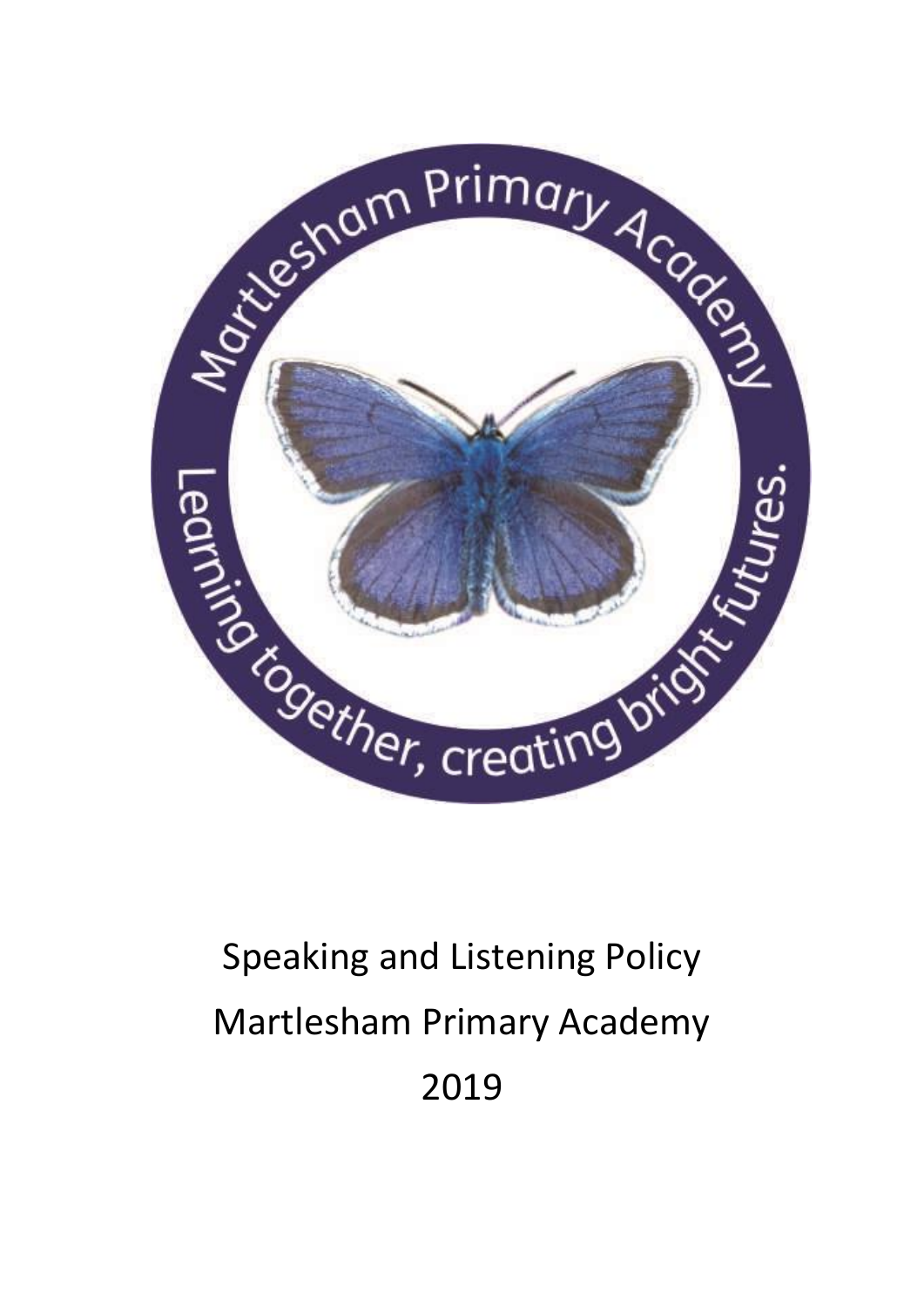Speaking and Listening Policy

Martlesham Primary Academy

2019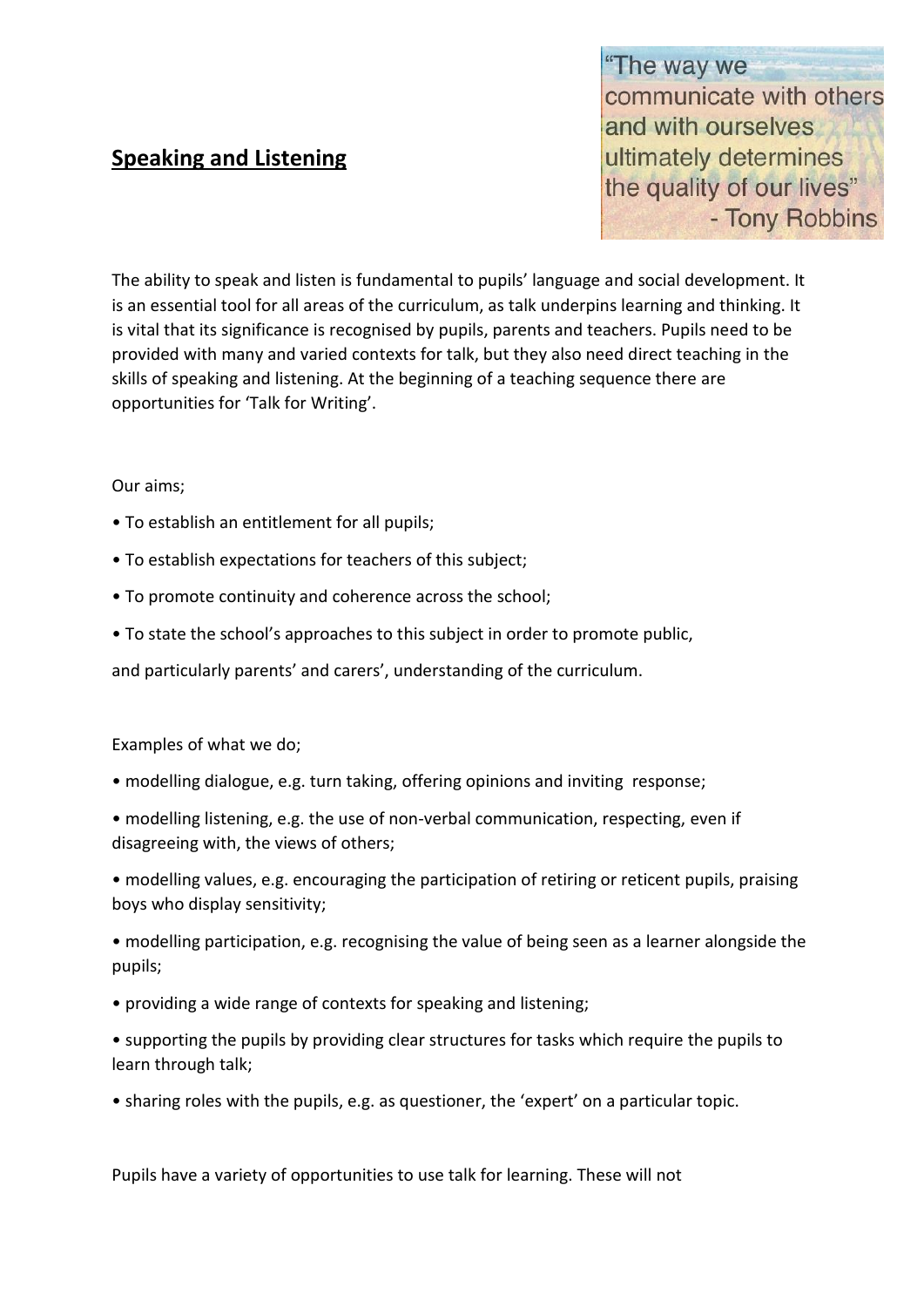## Speaking and Listening

"The way we communicate with others and with ourselves ultimately determines the quality of our lives"
- Tony Robbins

The ability to speak and listen is fundamental to pupils' language and social development. It is an essential tool for all areas of the curriculum, as talk underpins learning and thinking. It is vital that its significance is recognised by pupils, parents and teachers. Pupils need to be provided with many and varied contexts for talk, but they also need direct teaching in the skills of speaking and listening. At the beginning of a teaching sequence there are opportunities for 'Talk for Writing'.

Our aims;

- To establish an entitlement for all pupils;
- To establish expectations for teachers of this subject;
- To promote continuity and coherence across the school;
- To state the school's approaches to this subject in order to promote public, and particularly parents' and carers', understanding of the curriculum.

Examples of what we do;

- modelling dialogue, e.g. turn taking, offering opinions and inviting response;
- modelling listening, e.g. the use of non-verbal communication, respecting, even if disagreeing with, the views of others;
- modelling values, e.g. encouraging the participation of retiring or reticent pupils, praising boys who display sensitivity;
- modelling participation, e.g. recognising the value of being seen as a learner alongside the pupils;
- providing a wide range of contexts for speaking and listening;
- supporting the pupils by providing clear structures for tasks which require the pupils to learn through talk;
- sharing roles with the pupils, e.g. as questioner, the 'expert' on a particular topic.

Pupils have a variety of opportunities to use talk for learning. These will not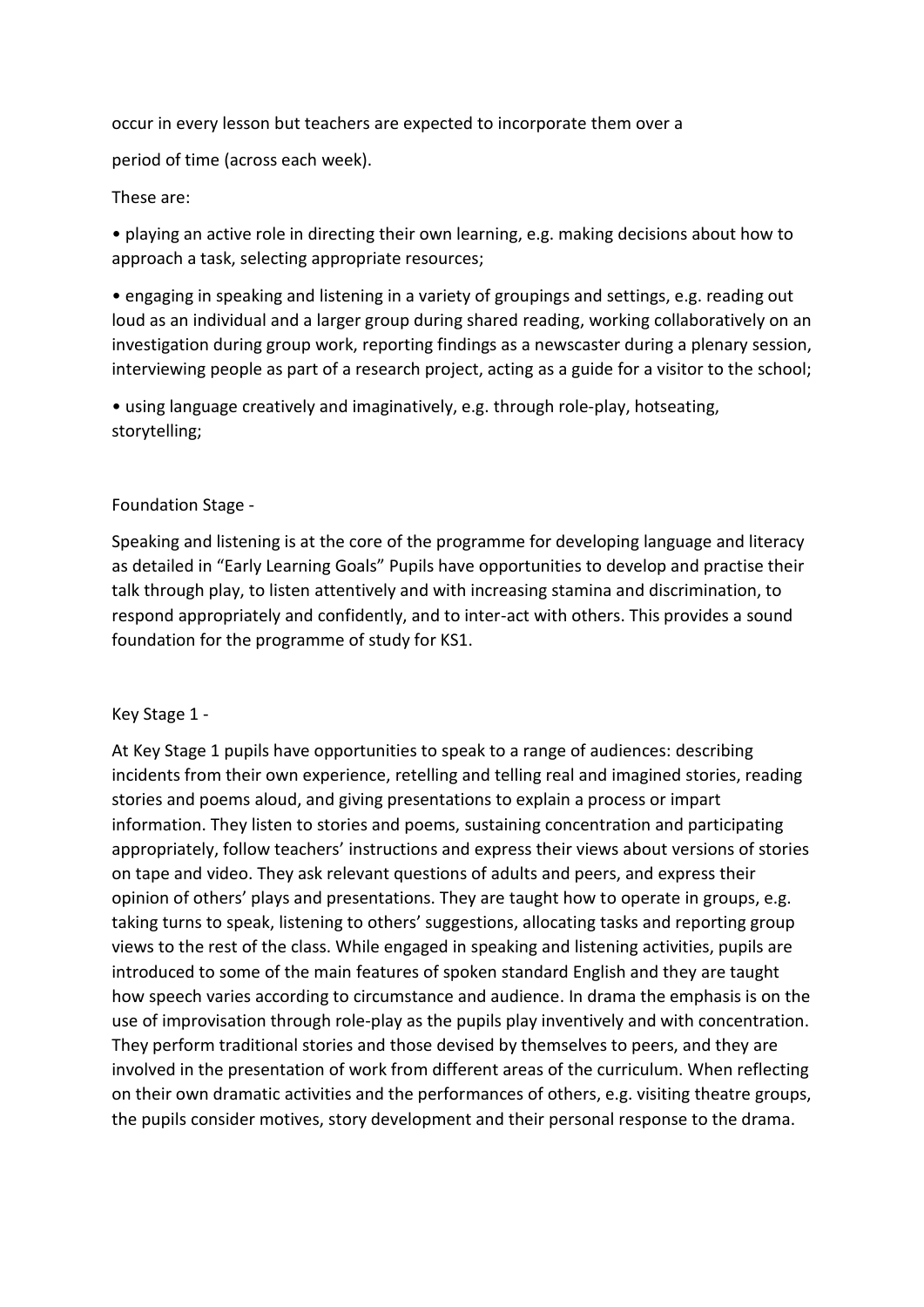occur in every lesson but teachers are expected to incorporate them over a

period of time (across each week).

These are:

- playing an active role in directing their own learning, e.g. making decisions about how to approach a task, selecting appropriate resources;
- engaging in speaking and listening in a variety of groupings and settings, e.g. reading out loud as an individual and a larger group during shared reading, working collaboratively on an investigation during group work, reporting findings as a newscaster during a plenary session, interviewing people as part of a research project, acting as a guide for a visitor to the school;
- using language creatively and imaginatively, e.g. through role-play, hotseating, storytelling;

Foundation Stage -

Speaking and listening is at the core of the programme for developing language and literacy as detailed in "Early Learning Goals" Pupils have opportunities to develop and practise their talk through play, to listen attentively and with increasing stamina and discrimination, to respond appropriately and confidently, and to inter-act with others. This provides a sound foundation for the programme of study for KS1.

Key Stage 1 -

At Key Stage 1 pupils have opportunities to speak to a range of audiences: describing incidents from their own experience, retelling and telling real and imagined stories, reading stories and poems aloud, and giving presentations to explain a process or impart information. They listen to stories and poems, sustaining concentration and participating appropriately, follow teachers' instructions and express their views about versions of stories on tape and video. They ask relevant questions of adults and peers, and express their opinion of others' plays and presentations. They are taught how to operate in groups, e.g. taking turns to speak, listening to others' suggestions, allocating tasks and reporting group views to the rest of the class. While engaged in speaking and listening activities, pupils are introduced to some of the main features of spoken standard English and they are taught how speech varies according to circumstance and audience. In drama the emphasis is on the use of improvisation through role-play as the pupils play inventively and with concentration. They perform traditional stories and those devised by themselves to peers, and they are involved in the presentation of work from different areas of the curriculum. When reflecting on their own dramatic activities and the performances of others, e.g. visiting theatre groups, the pupils consider motives, story development and their personal response to the drama.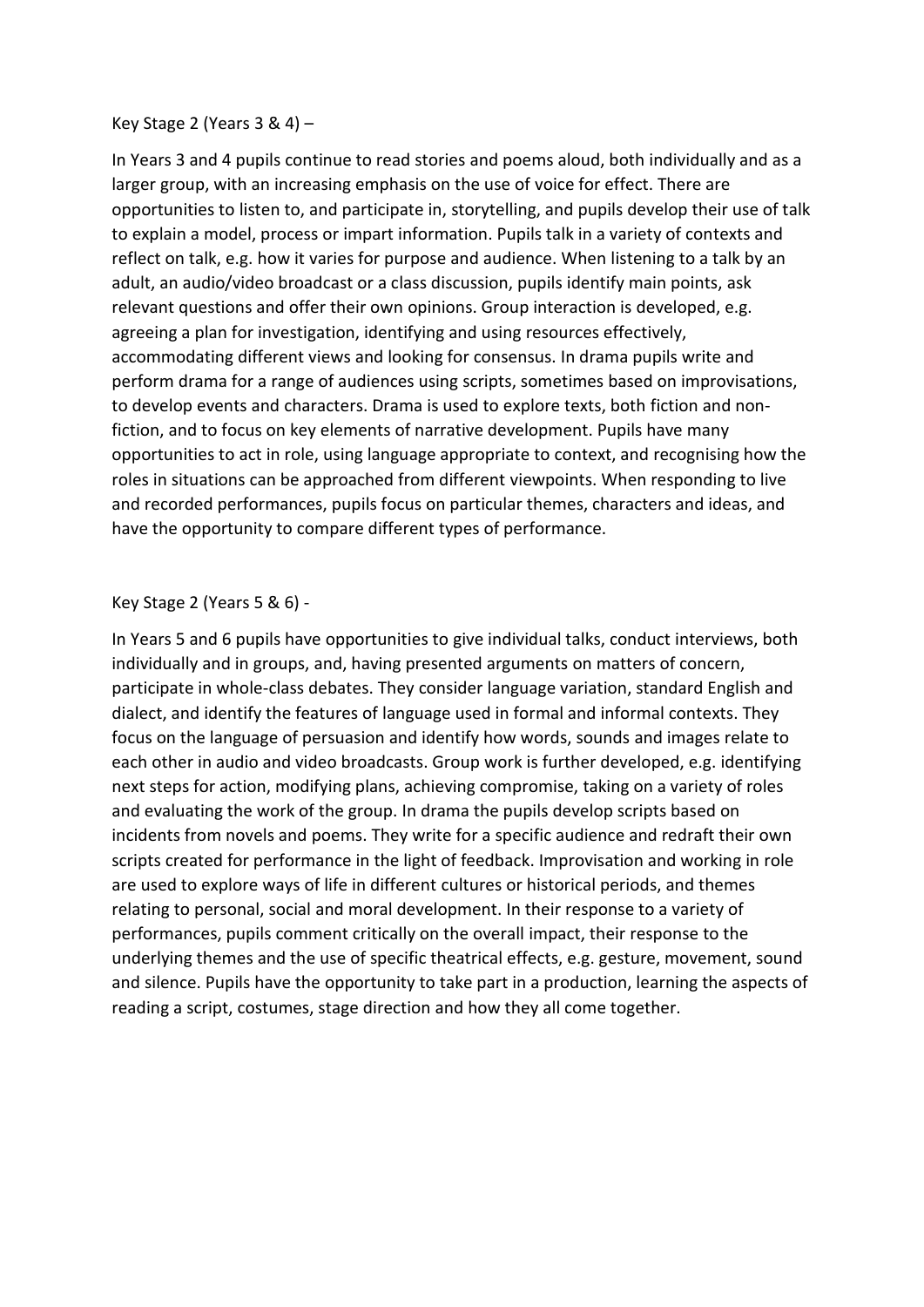Key Stage 2 (Years 3 & 4) –

In Years 3 and 4 pupils continue to read stories and poems aloud, both individually and as a larger group, with an increasing emphasis on the use of voice for effect. There are opportunities to listen to, and participate in, storytelling, and pupils develop their use of talk to explain a model, process or impart information. Pupils talk in a variety of contexts and reflect on talk, e.g. how it varies for purpose and audience. When listening to a talk by an adult, an audio/video broadcast or a class discussion, pupils identify main points, ask relevant questions and offer their own opinions. Group interaction is developed, e.g. agreeing a plan for investigation, identifying and using resources effectively, accommodating different views and looking for consensus. In drama pupils write and perform drama for a range of audiences using scripts, sometimes based on improvisations, to develop events and characters. Drama is used to explore texts, both fiction and non-fiction, and to focus on key elements of narrative development. Pupils have many opportunities to act in role, using language appropriate to context, and recognising how the roles in situations can be approached from different viewpoints. When responding to live and recorded performances, pupils focus on particular themes, characters and ideas, and have the opportunity to compare different types of performance.

Key Stage 2 (Years 5 & 6) -

In Years 5 and 6 pupils have opportunities to give individual talks, conduct interviews, both individually and in groups, and, having presented arguments on matters of concern, participate in whole-class debates. They consider language variation, standard English and dialect, and identify the features of language used in formal and informal contexts. They focus on the language of persuasion and identify how words, sounds and images relate to each other in audio and video broadcasts. Group work is further developed, e.g. identifying next steps for action, modifying plans, achieving compromise, taking on a variety of roles and evaluating the work of the group. In drama the pupils develop scripts based on incidents from novels and poems. They write for a specific audience and redraft their own scripts created for performance in the light of feedback. Improvisation and working in role are used to explore ways of life in different cultures or historical periods, and themes relating to personal, social and moral development. In their response to a variety of performances, pupils comment critically on the overall impact, their response to the underlying themes and the use of specific theatrical effects, e.g. gesture, movement, sound and silence. Pupils have the opportunity to take part in a production, learning the aspects of reading a script, costumes, stage direction and how they all come together.